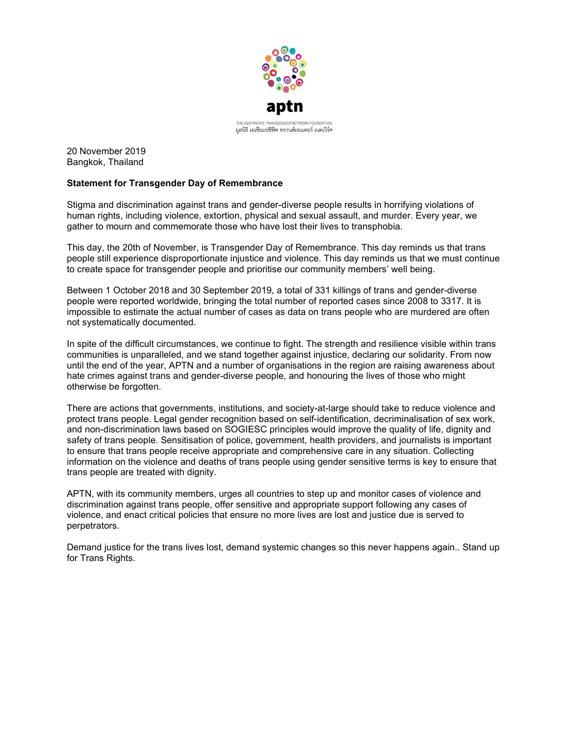aptn

THE ASIA PACIFIC TRANSGENDER NETWORK FOUNDATION
มูลนิธิ เอเชียแปซิฟิค ทรานส์เจนเดอร์ เนตเวิร์ค

20 November 2019
Bangkok, Thailand

**Statement for Transgender Day of Remembrance**

Stigma and discrimination against trans and gender-diverse people results in horrifying violations of human rights, including violence, extortion, physical and sexual assault, and murder. Every year, we gather to mourn and commemorate those who have lost their lives to transphobia.

This day, the 20th of November, is Transgender Day of Remembrance. This day reminds us that trans people still experience disproportionate injustice and violence. This day reminds us that we must continue to create space for transgender people and prioritise our community members' well being.

Between 1 October 2018 and 30 September 2019, a total of 331 killings of trans and gender-diverse people were reported worldwide, bringing the total number of reported cases since 2008 to 3317. It is impossible to estimate the actual number of cases as data on trans people who are murdered are often not systematically documented.

In spite of the difficult circumstances, we continue to fight. The strength and resilience visible within trans communities is unparalleled, and we stand together against injustice, declaring our solidarity. From now until the end of the year, APTN and a number of organisations in the region are raising awareness about hate crimes against trans and gender-diverse people, and honouring the lives of those who might otherwise be forgotten.

There are actions that governments, institutions, and society-at-large should take to reduce violence and protect trans people. Legal gender recognition based on self-identification, decriminalisation of sex work, and non-discrimination laws based on SOGIESC principles would improve the quality of life, dignity and safety of trans people. Sensitisation of police, government, health providers, and journalists is important to ensure that trans people receive appropriate and comprehensive care in any situation. Collecting information on the violence and deaths of trans people using gender sensitive terms is key to ensure that trans people are treated with dignity.

APTN, with its community members, urges all countries to step up and monitor cases of violence and discrimination against trans people, offer sensitive and appropriate support following any cases of violence, and enact critical policies that ensure no more lives are lost and justice due is served to perpetrators.

Demand justice for the trans lives lost, demand systemic changes so this never happens again.. Stand up for Trans Rights.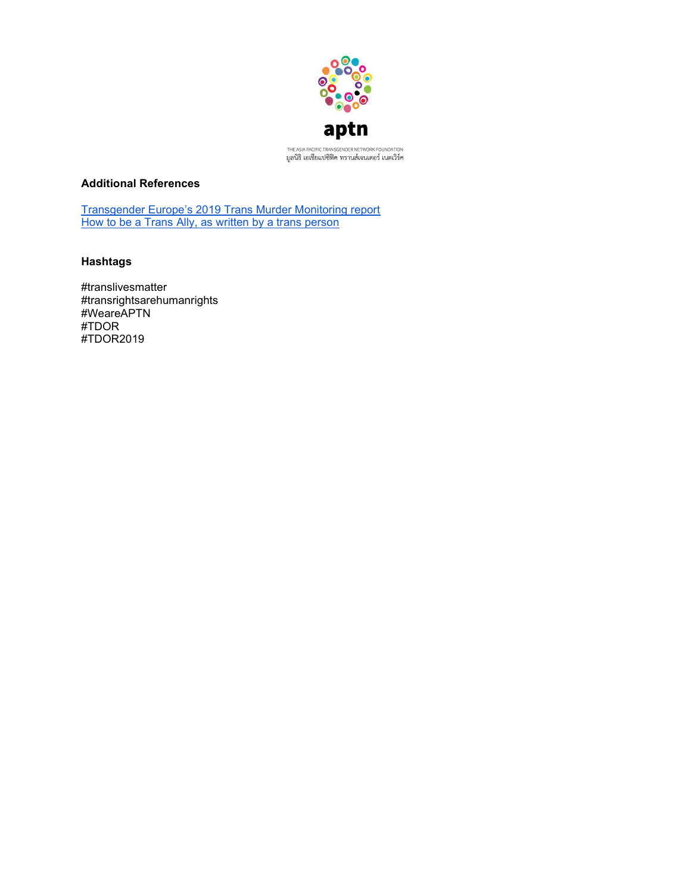aptn

THE ASIA PACIFIC TRANSGENDER NETWORK FOUNDATION
มูลนิธิ เอเชียแปซิฟิค ทรานส์เจนเดอร์ เนตเวิร์ค

**Additional References**

Transgender Europe's 2019 Trans Murder Monitoring report
How to be a Trans Ally, as written by a trans person

**Hashtags**

#translivesmatter
#transrightsarehumanrights
#WeareAPTN
#TDOR
#TDOR2019